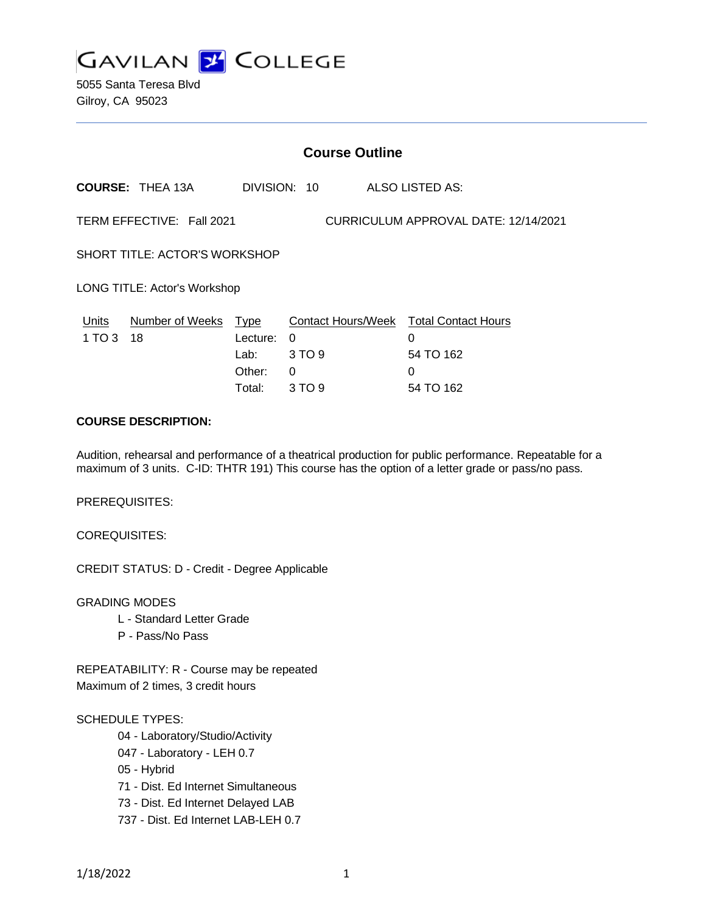# GAVILAN COLLEGE

5055 Santa Teresa Blvd
Gilroy, CA 95023

---

## Course Outline

**COURSE:** THEA 13A DIVISION: 10 ALSO LISTED AS:

TERM EFFECTIVE: Fall 2021 CURRICULUM APPROVAL DATE: 12/14/2021

SHORT TITLE: ACTOR'S WORKSHOP

LONG TITLE: Actor's Workshop

| Units | Number of Weeks | Type | Contact Hours/Week | Total Contact Hours |
|---|---|---|---|---|
| 1 TO 3 | 18 | Lecture: | 0 | 0 |
| | | Lab: | 3 TO 9 | 54 TO 162 |
| | | Other: | 0 | 0 |
| | | Total: | 3 TO 9 | 54 TO 162 |

**COURSE DESCRIPTION:**

Audition, rehearsal and performance of a theatrical production for public performance. Repeatable for a maximum of 3 units. C-ID: THTR 191) This course has the option of a letter grade or pass/no pass.

PREREQUISITES:

COREQUISITES:

CREDIT STATUS: D - Credit - Degree Applicable

GRADING MODES

- L - Standard Letter Grade
- P - Pass/No Pass

REPEATABILITY: R - Course may be repeated
Maximum of 2 times, 3 credit hours

SCHEDULE TYPES:

- 04 - Laboratory/Studio/Activity
- 047 - Laboratory - LEH 0.7
- 05 - Hybrid
- 71 - Dist. Ed Internet Simultaneous
- 73 - Dist. Ed Internet Delayed LAB
- 737 - Dist. Ed Internet LAB-LEH 0.7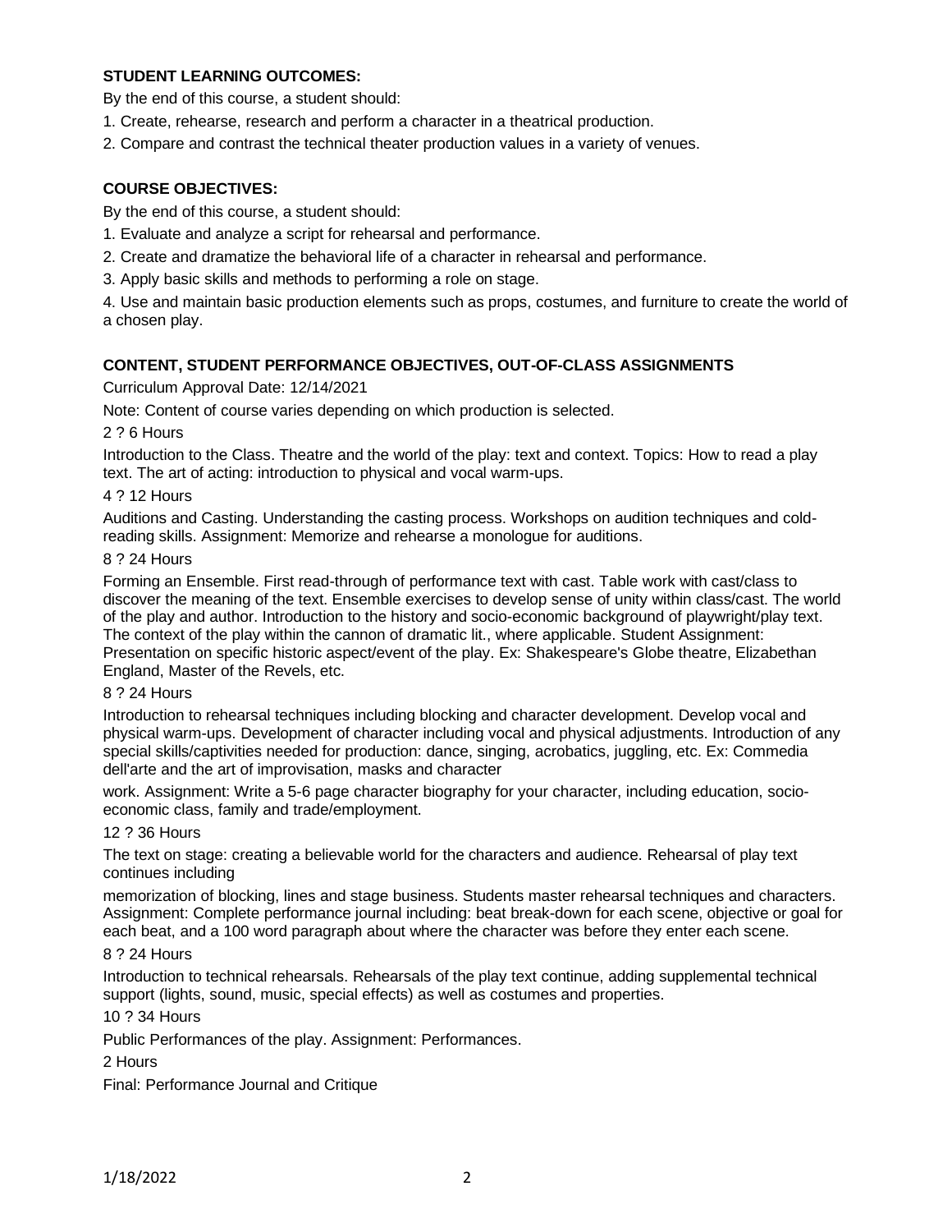**STUDENT LEARNING OUTCOMES:**

By the end of this course, a student should:

1. Create, rehearse, research and perform a character in a theatrical production.
2. Compare and contrast the technical theater production values in a variety of venues.

**COURSE OBJECTIVES:**

By the end of this course, a student should:

1. Evaluate and analyze a script for rehearsal and performance.
2. Create and dramatize the behavioral life of a character in rehearsal and performance.
3. Apply basic skills and methods to performing a role on stage.
4. Use and maintain basic production elements such as props, costumes, and furniture to create the world of a chosen play.

**CONTENT, STUDENT PERFORMANCE OBJECTIVES, OUT-OF-CLASS ASSIGNMENTS**

Curriculum Approval Date: 12/14/2021

Note: Content of course varies depending on which production is selected.

2 ? 6 Hours

Introduction to the Class. Theatre and the world of the play: text and context. Topics: How to read a play text. The art of acting: introduction to physical and vocal warm-ups.

4 ? 12 Hours

Auditions and Casting. Understanding the casting process. Workshops on audition techniques and cold-reading skills. Assignment: Memorize and rehearse a monologue for auditions.

8 ? 24 Hours

Forming an Ensemble. First read-through of performance text with cast. Table work with cast/class to discover the meaning of the text. Ensemble exercises to develop sense of unity within class/cast. The world of the play and author. Introduction to the history and socio-economic background of playwright/play text. The context of the play within the cannon of dramatic lit., where applicable. Student Assignment: Presentation on specific historic aspect/event of the play. Ex: Shakespeare's Globe theatre, Elizabethan England, Master of the Revels, etc.

8 ? 24 Hours

Introduction to rehearsal techniques including blocking and character development. Develop vocal and physical warm-ups. Development of character including vocal and physical adjustments. Introduction of any special skills/captivities needed for production: dance, singing, acrobatics, juggling, etc. Ex: Commedia dell'arte and the art of improvisation, masks and character work. Assignment: Write a 5-6 page character biography for your character, including education, socio-economic class, family and trade/employment.

12 ? 36 Hours

The text on stage: creating a believable world for the characters and audience. Rehearsal of play text continues including memorization of blocking, lines and stage business. Students master rehearsal techniques and characters. Assignment: Complete performance journal including: beat break-down for each scene, objective or goal for each beat, and a 100 word paragraph about where the character was before they enter each scene.

8 ? 24 Hours

Introduction to technical rehearsals. Rehearsals of the play text continue, adding supplemental technical support (lights, sound, music, special effects) as well as costumes and properties.

10 ? 34 Hours

Public Performances of the play. Assignment: Performances.

2 Hours

Final: Performance Journal and Critique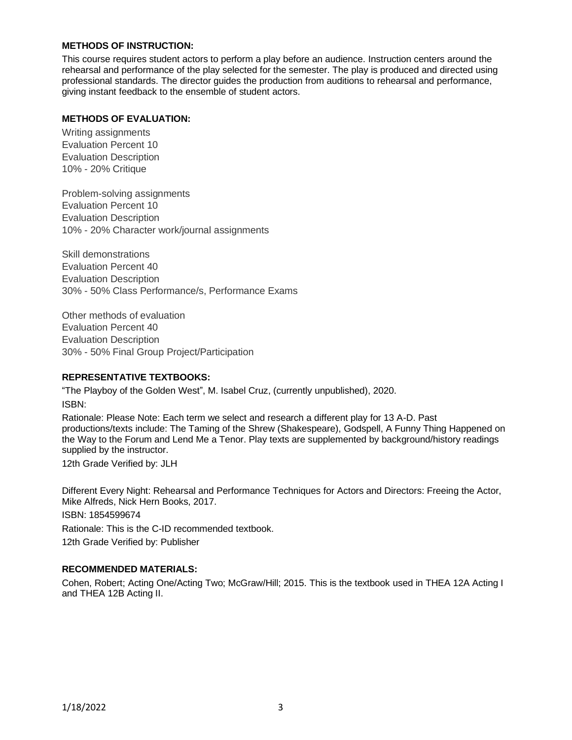**METHODS OF INSTRUCTION:**

This course requires student actors to perform a play before an audience. Instruction centers around the rehearsal and performance of the play selected for the semester. The play is produced and directed using professional standards. The director guides the production from auditions to rehearsal and performance, giving instant feedback to the ensemble of student actors.

**METHODS OF EVALUATION:**

Writing assignments
Evaluation Percent 10
Evaluation Description
10% - 20% Critique

Problem-solving assignments
Evaluation Percent 10
Evaluation Description
10% - 20% Character work/journal assignments

Skill demonstrations
Evaluation Percent 40
Evaluation Description
30% - 50% Class Performance/s, Performance Exams

Other methods of evaluation
Evaluation Percent 40
Evaluation Description
30% - 50% Final Group Project/Participation

**REPRESENTATIVE TEXTBOOKS:**

"The Playboy of the Golden West", M. Isabel Cruz, (currently unpublished), 2020.
ISBN:
Rationale: Please Note: Each term we select and research a different play for 13 A-D. Past productions/texts include: The Taming of the Shrew (Shakespeare), Godspell, A Funny Thing Happened on the Way to the Forum and Lend Me a Tenor. Play texts are supplemented by background/history readings supplied by the instructor.
12th Grade Verified by: JLH

Different Every Night: Rehearsal and Performance Techniques for Actors and Directors: Freeing the Actor, Mike Alfreds, Nick Hern Books, 2017.
ISBN: 1854599674
Rationale: This is the C-ID recommended textbook.
12th Grade Verified by: Publisher

**RECOMMENDED MATERIALS:**

Cohen, Robert; Acting One/Acting Two; McGraw/Hill; 2015. This is the textbook used in THEA 12A Acting I and THEA 12B Acting II.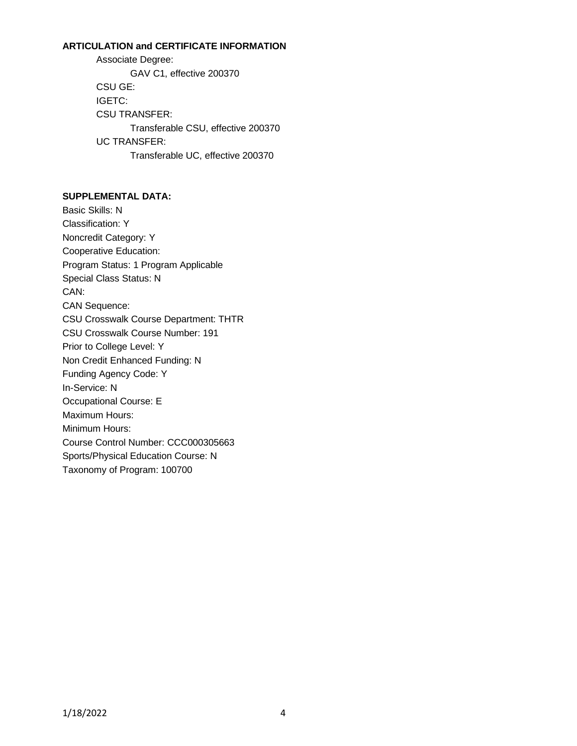**ARTICULATION and CERTIFICATE INFORMATION**

Associate Degree:
- GAV C1, effective 200370

CSU GE:

IGETC:

CSU TRANSFER:
- Transferable CSU, effective 200370

UC TRANSFER:
- Transferable UC, effective 200370

**SUPPLEMENTAL DATA:**

Basic Skills: N
Classification: Y
Noncredit Category: Y
Cooperative Education:
Program Status: 1 Program Applicable
Special Class Status: N
CAN:
CAN Sequence:
CSU Crosswalk Course Department: THTR
CSU Crosswalk Course Number: 191
Prior to College Level: Y
Non Credit Enhanced Funding: N
Funding Agency Code: Y
In-Service: N
Occupational Course: E
Maximum Hours:
Minimum Hours:
Course Control Number: CCC000305663
Sports/Physical Education Course: N
Taxonomy of Program: 100700